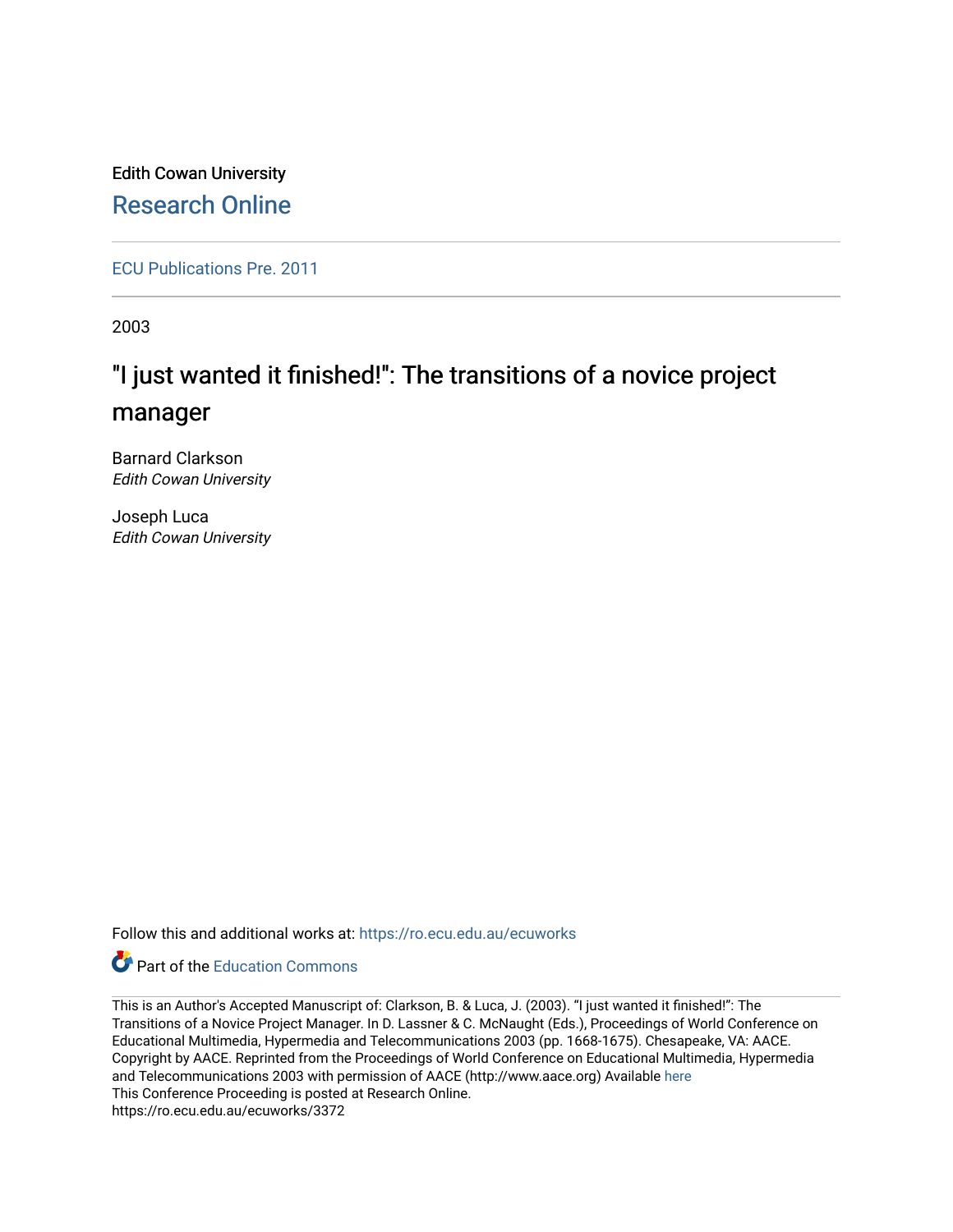Edith Cowan University

## Research Online

ECU Publications Pre. 2011

2003

# "I just wanted it finished!": The transitions of a novice project manager

Barnard Clarkson
*Edith Cowan University*

Joseph Luca
*Edith Cowan University*

Follow this and additional works at: https://ro.ecu.edu.au/ecuworks

Part of the Education Commons

This is an Author's Accepted Manuscript of: Clarkson, B. & Luca, J. (2003). "I just wanted it finished!": The Transitions of a Novice Project Manager. In D. Lassner & C. McNaught (Eds.), Proceedings of World Conference on Educational Multimedia, Hypermedia and Telecommunications 2003 (pp. 1668-1675). Chesapeake, VA: AACE. Copyright by AACE. Reprinted from the Proceedings of World Conference on Educational Multimedia, Hypermedia and Telecommunications 2003 with permission of AACE (http://www.aace.org) Available here
This Conference Proceeding is posted at Research Online.
https://ro.ecu.edu.au/ecuworks/3372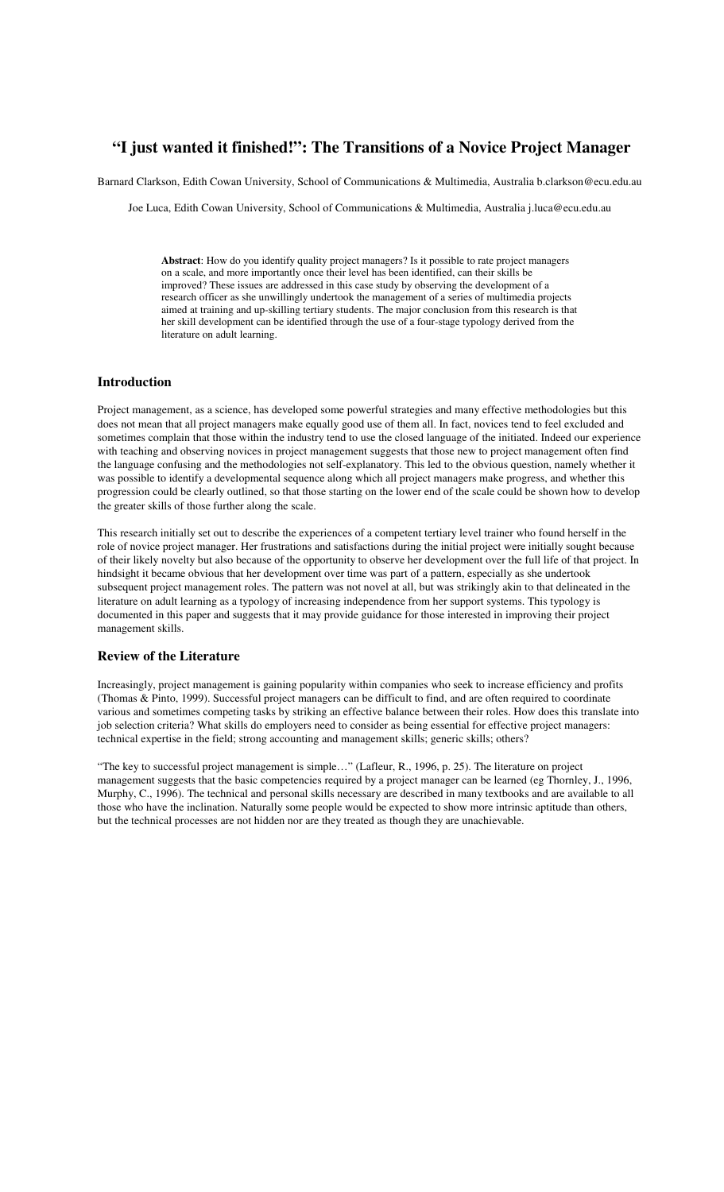# "I just wanted it finished!": The Transitions of a Novice Project Manager

Barnard Clarkson, Edith Cowan University, School of Communications & Multimedia, Australia b.clarkson@ecu.edu.au

Joe Luca, Edith Cowan University, School of Communications & Multimedia, Australia j.luca@ecu.edu.au

> **Abstract**: How do you identify quality project managers? Is it possible to rate project managers on a scale, and more importantly once their level has been identified, can their skills be improved? These issues are addressed in this case study by observing the development of a research officer as she unwillingly undertook the management of a series of multimedia projects aimed at training and up-skilling tertiary students. The major conclusion from this research is that her skill development can be identified through the use of a four-stage typology derived from the literature on adult learning.

## Introduction

Project management, as a science, has developed some powerful strategies and many effective methodologies but this does not mean that all project managers make equally good use of them all. In fact, novices tend to feel excluded and sometimes complain that those within the industry tend to use the closed language of the initiated. Indeed our experience with teaching and observing novices in project management suggests that those new to project management often find the language confusing and the methodologies not self-explanatory. This led to the obvious question, namely whether it was possible to identify a developmental sequence along which all project managers make progress, and whether this progression could be clearly outlined, so that those starting on the lower end of the scale could be shown how to develop the greater skills of those further along the scale.

This research initially set out to describe the experiences of a competent tertiary level trainer who found herself in the role of novice project manager. Her frustrations and satisfactions during the initial project were initially sought because of their likely novelty but also because of the opportunity to observe her development over the full life of that project. In hindsight it became obvious that her development over time was part of a pattern, especially as she undertook subsequent project management roles. The pattern was not novel at all, but was strikingly akin to that delineated in the literature on adult learning as a typology of increasing independence from her support systems. This typology is documented in this paper and suggests that it may provide guidance for those interested in improving their project management skills.

## Review of the Literature

Increasingly, project management is gaining popularity within companies who seek to increase efficiency and profits (Thomas & Pinto, 1999). Successful project managers can be difficult to find, and are often required to coordinate various and sometimes competing tasks by striking an effective balance between their roles. How does this translate into job selection criteria? What skills do employers need to consider as being essential for effective project managers: technical expertise in the field; strong accounting and management skills; generic skills; others?

"The key to successful project management is simple…" (Lafleur, R., 1996, p. 25). The literature on project management suggests that the basic competencies required by a project manager can be learned (eg Thornley, J., 1996, Murphy, C., 1996). The technical and personal skills necessary are described in many textbooks and are available to all those who have the inclination. Naturally some people would be expected to show more intrinsic aptitude than others, but the technical processes are not hidden nor are they treated as though they are unachievable.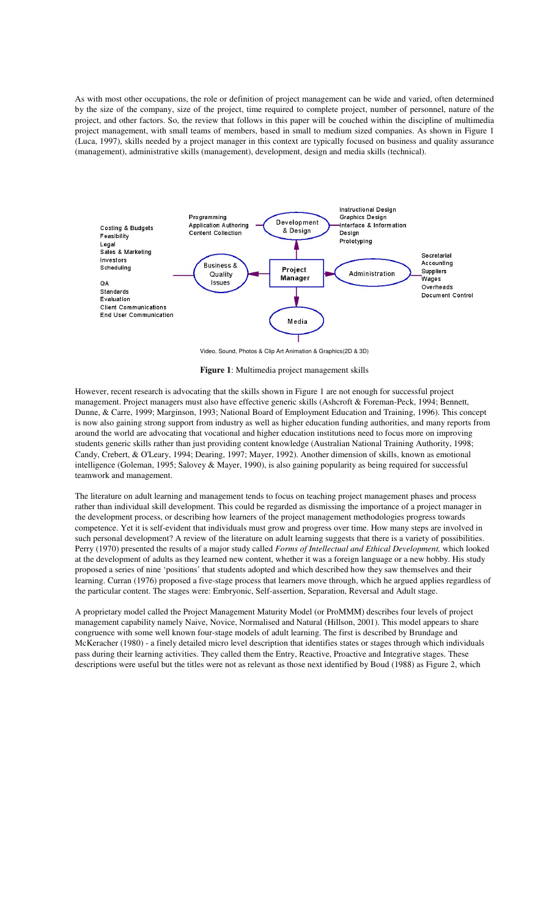As with most other occupations, the role or definition of project management can be wide and varied, often determined by the size of the company, size of the project, time required to complete project, number of personnel, nature of the project, and other factors. So, the review that follows in this paper will be couched within the discipline of multimedia project management, with small teams of members, based in small to medium sized companies. As shown in Figure 1 (Luca, 1997), skills needed by a project manager in this context are typically focused on business and quality assurance (management), administrative skills (management), development, design and media skills (technical).

- **Project Manager**
  - **Development & Design**: Programming, Application Authoring, Content Collection; Instructional Design, Graphics Design, Interface & Information Design, Prototyping
  - **Business & Quality Issues**: Costing & Budgets, Feasibility, Legal, Sales & Marketing, Investors, Scheduling; QA, Standards, Evaluation, Client Communications, End User Communication
  - **Administration**: Secretarial, Accounting, Suppliers, Wages, Overheads, Document Control
  - **Media**: Video, Sound, Photos & Clip Art Animation & Graphics(2D & 3D)

**Figure 1**: Multimedia project management skills

However, recent research is advocating that the skills shown in Figure 1 are not enough for successful project management. Project managers must also have effective generic skills (Ashcroft & Foreman-Peck, 1994; Bennett, Dunne, & Carre, 1999; Marginson, 1993; National Board of Employment Education and Training, 1996). This concept is now also gaining strong support from industry as well as higher education funding authorities, and many reports from around the world are advocating that vocational and higher education institutions need to focus more on improving students generic skills rather than just providing content knowledge (Australian National Training Authority, 1998; Candy, Crebert, & O'Leary, 1994; Dearing, 1997; Mayer, 1992). Another dimension of skills, known as emotional intelligence (Goleman, 1995; Salovey & Mayer, 1990), is also gaining popularity as being required for successful teamwork and management.

The literature on adult learning and management tends to focus on teaching project management phases and process rather than individual skill development. This could be regarded as dismissing the importance of a project manager in the development process, or describing how learners of the project management methodologies progress towards competence. Yet it is self-evident that individuals must grow and progress over time. How many steps are involved in such personal development? A review of the literature on adult learning suggests that there is a variety of possibilities. Perry (1970) presented the results of a major study called *Forms of Intellectual and Ethical Development,* which looked at the development of adults as they learned new content, whether it was a foreign language or a new hobby. His study proposed a series of nine 'positions' that students adopted and which described how they saw themselves and their learning. Curran (1976) proposed a five-stage process that learners move through, which he argued applies regardless of the particular content. The stages were: Embryonic, Self-assertion, Separation, Reversal and Adult stage.

A proprietary model called the Project Management Maturity Model (or ProMMM) describes four levels of project management capability namely Naive, Novice, Normalised and Natural (Hillson, 2001). This model appears to share congruence with some well known four-stage models of adult learning. The first is described by Brundage and McKeracher (1980) - a finely detailed micro level description that identifies states or stages through which individuals pass during their learning activities. They called them the Entry, Reactive, Proactive and Integrative stages. These descriptions were useful but the titles were not as relevant as those next identified by Boud (1988) as Figure 2, which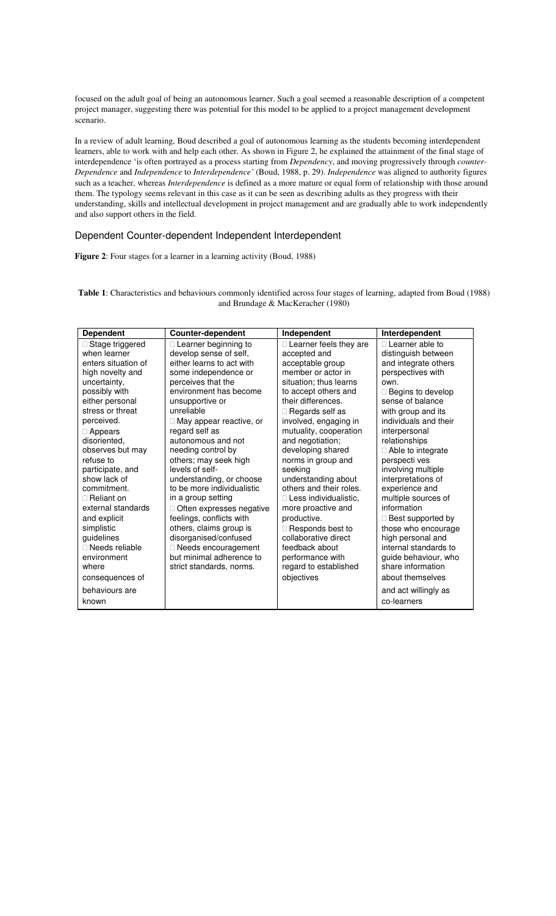focused on the adult goal of being an autonomous learner. Such a goal seemed a reasonable description of a competent project manager, suggesting there was potential for this model to be applied to a project management development scenario.

In a review of adult learning, Boud described a goal of autonomous learning as the students becoming interdependent learners, able to work with and help each other. As shown in Figure 2, he explained the attainment of the final stage of interdependence 'is often portrayed as a process starting from *Dependency*, and moving progressively through *counter-Dependence* and *Independence* to *Interdependence'* (Boud, 1988, p. 29). *Independence* was aligned to authority figures such as a teacher, whereas *Interdependence* is defined as a more mature or equal form of relationship with those around them. The typology seems relevant in this case as it can be seen as describing adults as they progress with their understanding, skills and intellectual development in project management and are gradually able to work independently and also support others in the field.

Dependent Counter-dependent Independent Interdependent

**Figure 2**: Four stages for a learner in a learning activity (Boud, 1988)

**Table 1**: Characteristics and behaviours commonly identified across four stages of learning, adapted from Boud (1988) and Brundage & MacKeracher (1980)

| Dependent | Counter-dependent | Independent | Interdependent |
|---|---|---|---|
| Stage triggered when learner enters situation of high novelty and uncertainty, possibly with either personal stress or threat perceived.<br>Appears disoriented, observes but may refuse to participate, and show lack of commitment.<br>Reliant on external standards and explicit simplistic guidelines<br>Needs reliable environment where consequences of behaviours are known | Learner beginning to develop sense of self, either learns to act with some independence or perceives that the environment has become unsupportive or unreliable<br>May appear reactive, or regard self as autonomous and not needing control by others; may seek high levels of self-understanding, or choose to be more individualistic in a group setting<br>Often expresses negative feelings, conflicts with others, claims group is disorganised/confused<br>Needs encouragement but minimal adherence to strict standards, norms. | Learner feels they are accepted and acceptable group member or actor in situation; thus learns to accept others and their differences.<br>Regards self as involved, engaging in mutuality, cooperation and negotiation; developing shared norms in group and seeking understanding about others and their roles.<br>Less individualistic, more proactive and productive.<br>Responds best to collaborative direct feedback about performance with regard to established objectives | Learner able to distinguish between and integrate others perspectives with own.<br>Begins to develop sense of balance with group and its individuals and their interpersonal relationships<br>Able to integrate perspecti ves involving multiple interpretations of experience and multiple sources of information<br>Best supported by those who encourage high personal and internal standards to guide behaviour, who share information about themselves and act willingly as co-learners |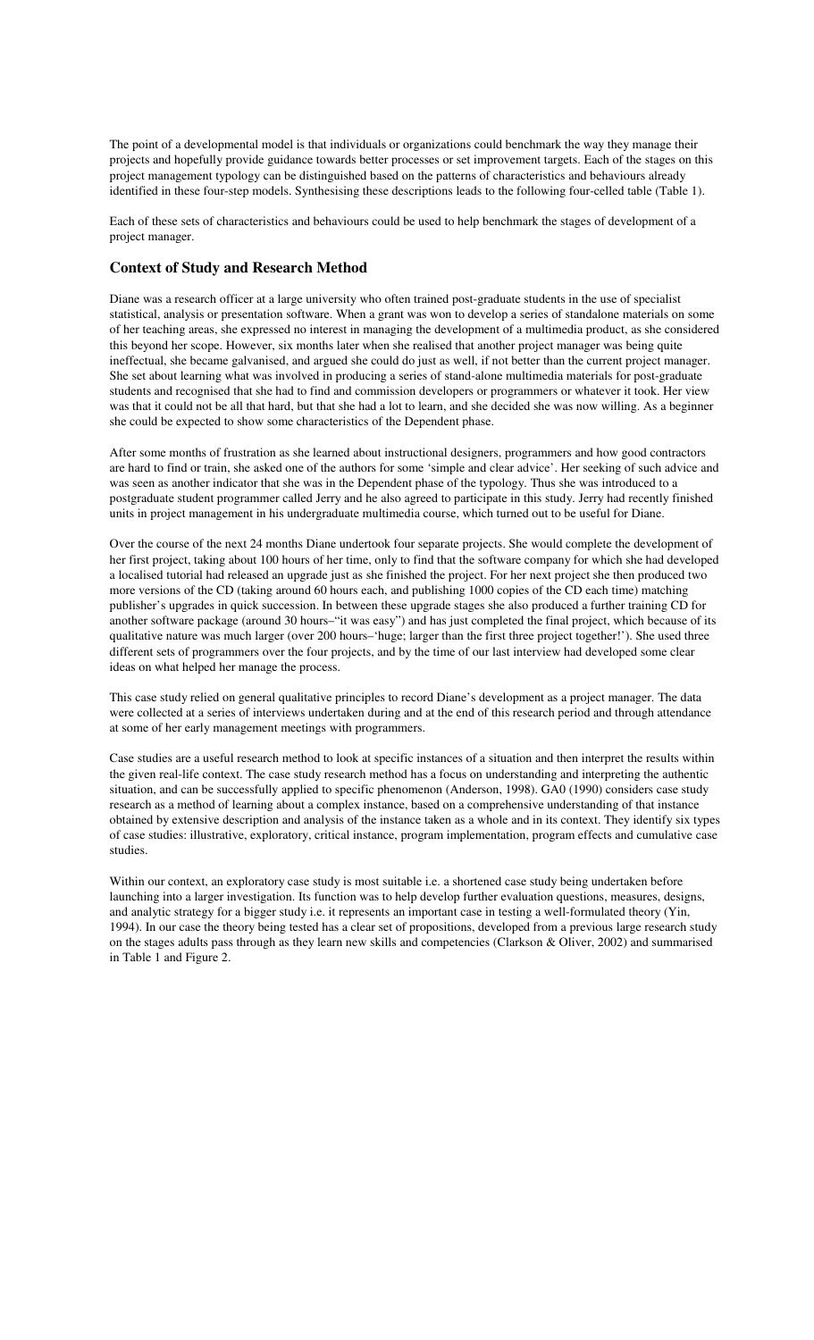The point of a developmental model is that individuals or organizations could benchmark the way they manage their projects and hopefully provide guidance towards better processes or set improvement targets. Each of the stages on this project management typology can be distinguished based on the patterns of characteristics and behaviours already identified in these four-step models. Synthesising these descriptions leads to the following four-celled table (Table 1).

Each of these sets of characteristics and behaviours could be used to help benchmark the stages of development of a project manager.

## Context of Study and Research Method

Diane was a research officer at a large university who often trained post-graduate students in the use of specialist statistical, analysis or presentation software. When a grant was won to develop a series of standalone materials on some of her teaching areas, she expressed no interest in managing the development of a multimedia product, as she considered this beyond her scope. However, six months later when she realised that another project manager was being quite ineffectual, she became galvanised, and argued she could do just as well, if not better than the current project manager. She set about learning what was involved in producing a series of stand-alone multimedia materials for post-graduate students and recognised that she had to find and commission developers or programmers or whatever it took. Her view was that it could not be all that hard, but that she had a lot to learn, and she decided she was now willing. As a beginner she could be expected to show some characteristics of the Dependent phase.

After some months of frustration as she learned about instructional designers, programmers and how good contractors are hard to find or train, she asked one of the authors for some 'simple and clear advice'. Her seeking of such advice and was seen as another indicator that she was in the Dependent phase of the typology. Thus she was introduced to a postgraduate student programmer called Jerry and he also agreed to participate in this study. Jerry had recently finished units in project management in his undergraduate multimedia course, which turned out to be useful for Diane.

Over the course of the next 24 months Diane undertook four separate projects. She would complete the development of her first project, taking about 100 hours of her time, only to find that the software company for which she had developed a localised tutorial had released an upgrade just as she finished the project. For her next project she then produced two more versions of the CD (taking around 60 hours each, and publishing 1000 copies of the CD each time) matching publisher's upgrades in quick succession. In between these upgrade stages she also produced a further training CD for another software package (around 30 hours–"it was easy") and has just completed the final project, which because of its qualitative nature was much larger (over 200 hours–'huge; larger than the first three project together!'). She used three different sets of programmers over the four projects, and by the time of our last interview had developed some clear ideas on what helped her manage the process.

This case study relied on general qualitative principles to record Diane's development as a project manager. The data were collected at a series of interviews undertaken during and at the end of this research period and through attendance at some of her early management meetings with programmers.

Case studies are a useful research method to look at specific instances of a situation and then interpret the results within the given real-life context. The case study research method has a focus on understanding and interpreting the authentic situation, and can be successfully applied to specific phenomenon (Anderson, 1998). GA0 (1990) considers case study research as a method of learning about a complex instance, based on a comprehensive understanding of that instance obtained by extensive description and analysis of the instance taken as a whole and in its context. They identify six types of case studies: illustrative, exploratory, critical instance, program implementation, program effects and cumulative case studies.

Within our context, an exploratory case study is most suitable i.e. a shortened case study being undertaken before launching into a larger investigation. Its function was to help develop further evaluation questions, measures, designs, and analytic strategy for a bigger study i.e. it represents an important case in testing a well-formulated theory (Yin, 1994). In our case the theory being tested has a clear set of propositions, developed from a previous large research study on the stages adults pass through as they learn new skills and competencies (Clarkson & Oliver, 2002) and summarised in Table 1 and Figure 2.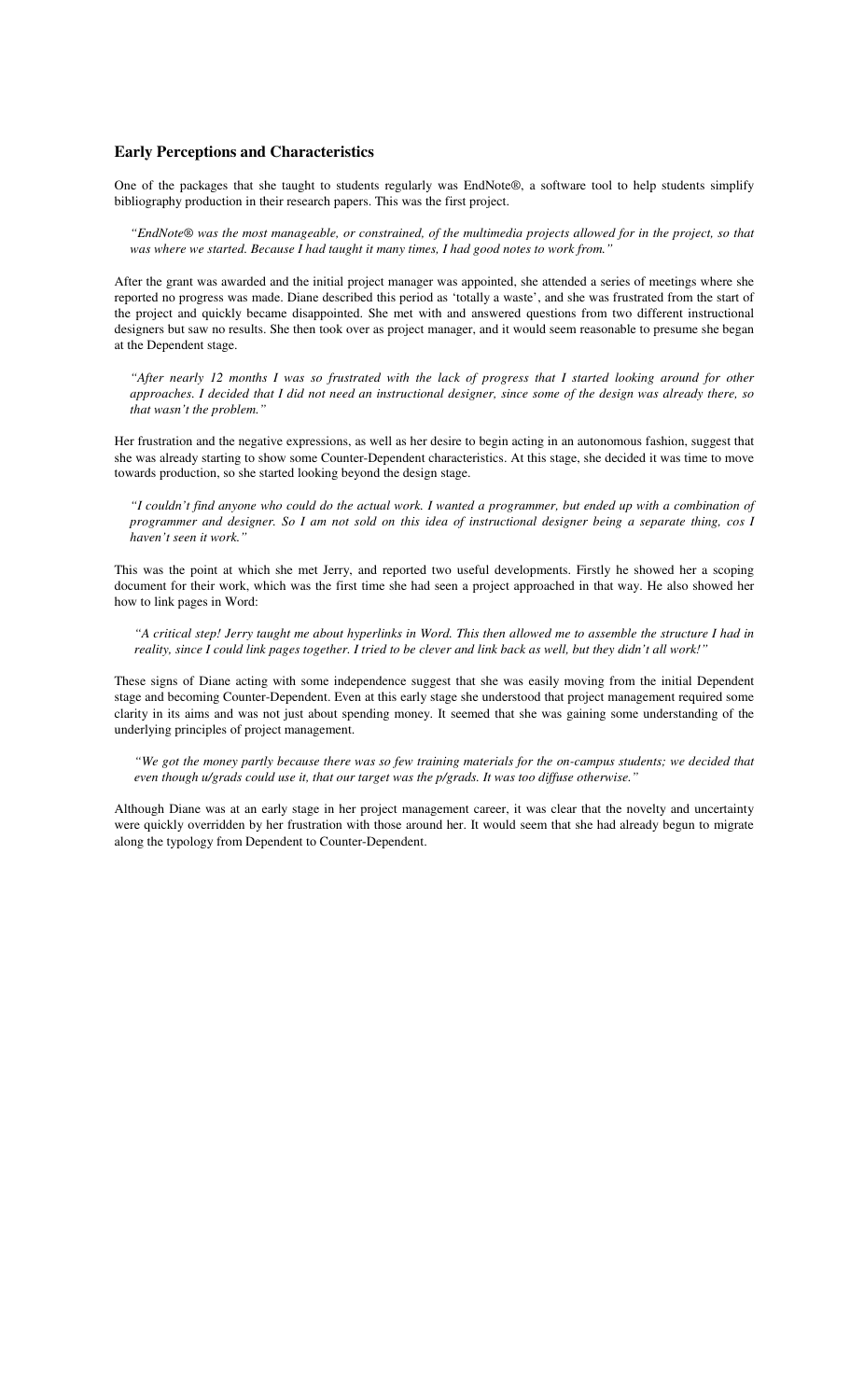## Early Perceptions and Characteristics

One of the packages that she taught to students regularly was EndNote®, a software tool to help students simplify bibliography production in their research papers. This was the first project.

> *"EndNote® was the most manageable, or constrained, of the multimedia projects allowed for in the project, so that was where we started. Because I had taught it many times, I had good notes to work from."*

After the grant was awarded and the initial project manager was appointed, she attended a series of meetings where she reported no progress was made. Diane described this period as 'totally a waste', and she was frustrated from the start of the project and quickly became disappointed. She met with and answered questions from two different instructional designers but saw no results. She then took over as project manager, and it would seem reasonable to presume she began at the Dependent stage.

> *"After nearly 12 months I was so frustrated with the lack of progress that I started looking around for other approaches. I decided that I did not need an instructional designer, since some of the design was already there, so that wasn't the problem."*

Her frustration and the negative expressions, as well as her desire to begin acting in an autonomous fashion, suggest that she was already starting to show some Counter-Dependent characteristics. At this stage, she decided it was time to move towards production, so she started looking beyond the design stage.

> *"I couldn't find anyone who could do the actual work. I wanted a programmer, but ended up with a combination of programmer and designer. So I am not sold on this idea of instructional designer being a separate thing, cos I haven't seen it work."*

This was the point at which she met Jerry, and reported two useful developments. Firstly he showed her a scoping document for their work, which was the first time she had seen a project approached in that way. He also showed her how to link pages in Word:

> *"A critical step! Jerry taught me about hyperlinks in Word. This then allowed me to assemble the structure I had in reality, since I could link pages together. I tried to be clever and link back as well, but they didn't all work!"*

These signs of Diane acting with some independence suggest that she was easily moving from the initial Dependent stage and becoming Counter-Dependent. Even at this early stage she understood that project management required some clarity in its aims and was not just about spending money. It seemed that she was gaining some understanding of the underlying principles of project management.

> *"We got the money partly because there was so few training materials for the on-campus students; we decided that even though u/grads could use it, that our target was the p/grads. It was too diffuse otherwise."*

Although Diane was at an early stage in her project management career, it was clear that the novelty and uncertainty were quickly overridden by her frustration with those around her. It would seem that she had already begun to migrate along the typology from Dependent to Counter-Dependent.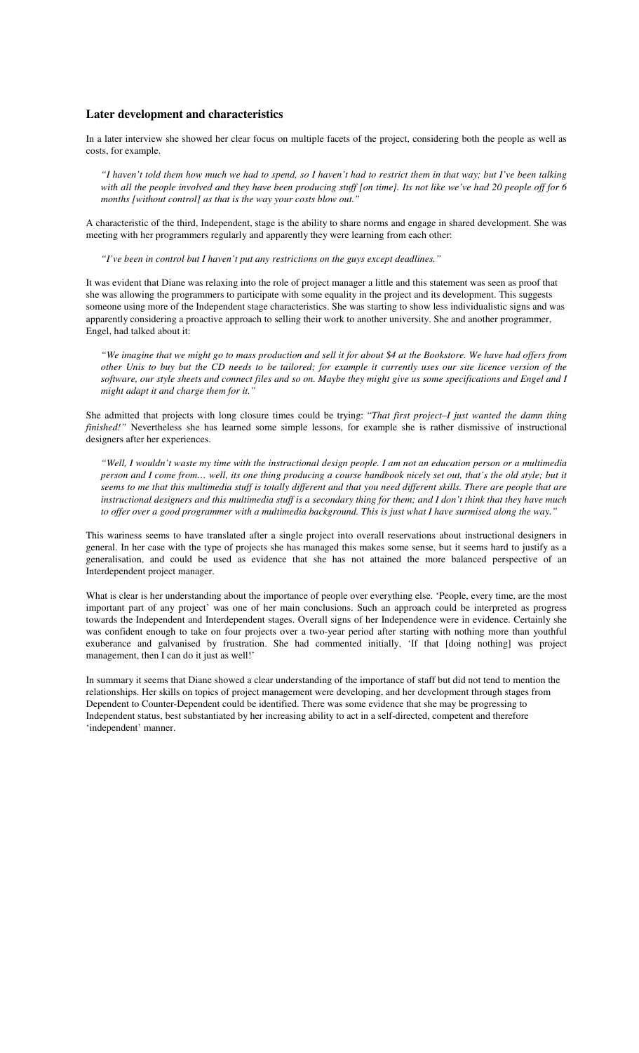## Later development and characteristics

In a later interview she showed her clear focus on multiple facets of the project, considering both the people as well as costs, for example.

> *"I haven't told them how much we had to spend, so I haven't had to restrict them in that way; but I've been talking with all the people involved and they have been producing stuff [on time]. Its not like we've had 20 people off for 6 months [without control] as that is the way your costs blow out."*

A characteristic of the third, Independent, stage is the ability to share norms and engage in shared development. She was meeting with her programmers regularly and apparently they were learning from each other:

> *"I've been in control but I haven't put any restrictions on the guys except deadlines."*

It was evident that Diane was relaxing into the role of project manager a little and this statement was seen as proof that she was allowing the programmers to participate with some equality in the project and its development. This suggests someone using more of the Independent stage characteristics. She was starting to show less individualistic signs and was apparently considering a proactive approach to selling their work to another university. She and another programmer, Engel, had talked about it:

> *"We imagine that we might go to mass production and sell it for about $4 at the Bookstore. We have had offers from other Unis to buy but the CD needs to be tailored; for example it currently uses our site licence version of the software, our style sheets and connect files and so on. Maybe they might give us some specifications and Engel and I might adapt it and charge them for it."*

She admitted that projects with long closure times could be trying: "*That first project–I just wanted the damn thing finished!*" Nevertheless she has learned some simple lessons, for example she is rather dismissive of instructional designers after her experiences.

> *"Well, I wouldn't waste my time with the instructional design people. I am not an education person or a multimedia person and I come from… well, its one thing producing a course handbook nicely set out, that's the old style; but it seems to me that this multimedia stuff is totally different and that you need different skills. There are people that are instructional designers and this multimedia stuff is a secondary thing for them; and I don't think that they have much to offer over a good programmer with a multimedia background. This is just what I have surmised along the way."*

This wariness seems to have translated after a single project into overall reservations about instructional designers in general. In her case with the type of projects she has managed this makes some sense, but it seems hard to justify as a generalisation, and could be used as evidence that she has not attained the more balanced perspective of an Interdependent project manager.

What is clear is her understanding about the importance of people over everything else. 'People, every time, are the most important part of any project' was one of her main conclusions. Such an approach could be interpreted as progress towards the Independent and Interdependent stages. Overall signs of her Independence were in evidence. Certainly she was confident enough to take on four projects over a two-year period after starting with nothing more than youthful exuberance and galvanised by frustration. She had commented initially, 'If that [doing nothing] was project management, then I can do it just as well!'

In summary it seems that Diane showed a clear understanding of the importance of staff but did not tend to mention the relationships. Her skills on topics of project management were developing, and her development through stages from Dependent to Counter-Dependent could be identified. There was some evidence that she may be progressing to Independent status, best substantiated by her increasing ability to act in a self-directed, competent and therefore 'independent' manner.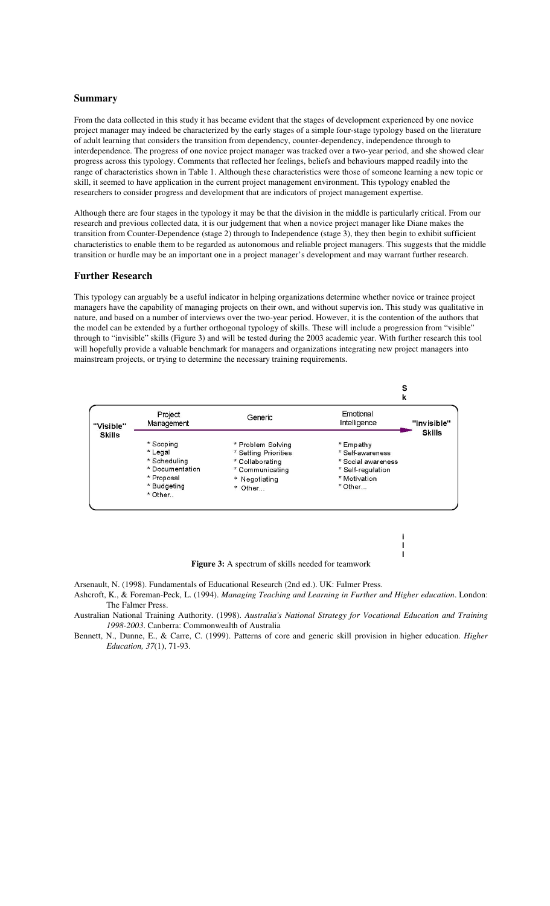## Summary

From the data collected in this study it has became evident that the stages of development experienced by one novice project manager may indeed be characterized by the early stages of a simple four-stage typology based on the literature of adult learning that considers the transition from dependency, counter-dependency, independence through to interdependence. The progress of one novice project manager was tracked over a two-year period, and she showed clear progress across this typology. Comments that reflected her feelings, beliefs and behaviours mapped readily into the range of characteristics shown in Table 1. Although these characteristics were those of someone learning a new topic or skill, it seemed to have application in the current project management environment. This typology enabled the researchers to consider progress and development that are indicators of project management expertise.

Although there are four stages in the typology it may be that the division in the middle is particularly critical. From our research and previous collected data, it is our judgement that when a novice project manager like Diane makes the transition from Counter-Dependence (stage 2) through to Independence (stage 3), they then begin to exhibit sufficient characteristics to enable them to be regarded as autonomous and reliable project managers. This suggests that the middle transition or hurdle may be an important one in a project manager's development and may warrant further research.

## Further Research

This typology can arguably be a useful indicator in helping organizations determine whether novice or trainee project managers have the capability of managing projects on their own, and without supervis ion. This study was qualitative in nature, and based on a number of interviews over the two-year period. However, it is the contention of the authors that the model can be extended by a further orthogonal typology of skills. These will include a progression from "visible" through to "invisible" skills (Figure 3) and will be tested during the 2003 academic year. With further research this tool will hopefully provide a valuable benchmark for managers and organizations integrating new project managers into mainstream projects, or trying to determine the necessary training requirements.

| "Visible" Skills | Project Management | Generic | Emotional Intelligence | "Invisible" Skills |
|---|---|---|---|---|
| | * Scoping | * Problem Solving | * Empathy | |
| | * Legal | * Setting Priorities | * Self-awareness | |
| | * Scheduling | * Collaborating | * Social awareness | |
| | * Documentation | * Communicating | * Self-regulation | |
| | * Proposal | * Negotiating | * Motivation | |
| | * Budgeting | * Other... | * Other... | |
| | * Other.. | | | |

**Figure 3:** A spectrum of skills needed for teamwork

Arsenault, N. (1998). Fundamentals of Educational Research (2nd ed.). UK: Falmer Press.

Ashcroft, K., & Foreman-Peck, L. (1994). *Managing Teaching and Learning in Further and Higher education*. London: The Falmer Press.

Australian National Training Authority. (1998). *Australia's National Strategy for Vocational Education and Training 1998-2003*. Canberra: Commonwealth of Australia

Bennett, N., Dunne, E., & Carre, C. (1999). Patterns of core and generic skill provision in higher education. *Higher Education, 37*(1), 71-93.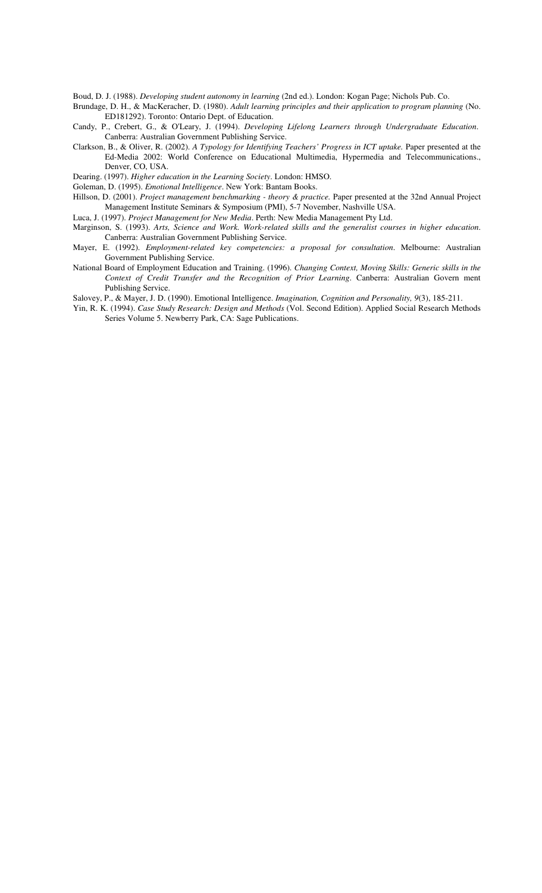Boud, D. J. (1988). *Developing student autonomy in learning* (2nd ed.). London: Kogan Page; Nichols Pub. Co.

Brundage, D. H., & MacKeracher, D. (1980). *Adult learning principles and their application to program planning* (No. ED181292). Toronto: Ontario Dept. of Education.

Candy, P., Crebert, G., & O'Leary, J. (1994). *Developing Lifelong Learners through Undergraduate Education*. Canberra: Australian Government Publishing Service.

Clarkson, B., & Oliver, R. (2002). *A Typology for Identifying Teachers' Progress in ICT uptake.* Paper presented at the Ed-Media 2002: World Conference on Educational Multimedia, Hypermedia and Telecommunications., Denver, CO, USA.

Dearing. (1997). *Higher education in the Learning Society*. London: HMSO.

Goleman, D. (1995). *Emotional Intelligence*. New York: Bantam Books.

Hillson, D. (2001). *Project management benchmarking - theory & practice.* Paper presented at the 32nd Annual Project Management Institute Seminars & Symposium (PMI), 5-7 November, Nashville USA.

Luca, J. (1997). *Project Management for New Media*. Perth: New Media Management Pty Ltd.

Marginson, S. (1993). *Arts, Science and Work. Work-related skills and the generalist courses in higher education*. Canberra: Australian Government Publishing Service.

Mayer, E. (1992). *Employment-related key competencies: a proposal for consultation*. Melbourne: Australian Government Publishing Service.

National Board of Employment Education and Training. (1996). *Changing Context, Moving Skills: Generic skills in the Context of Credit Transfer and the Recognition of Prior Learning*. Canberra: Australian Govern ment Publishing Service.

Salovey, P., & Mayer, J. D. (1990). Emotional Intelligence. *Imagination, Cognition and Personality, 9*(3), 185-211.

Yin, R. K. (1994). *Case Study Research: Design and Methods* (Vol. Second Edition). Applied Social Research Methods Series Volume 5. Newberry Park, CA: Sage Publications.